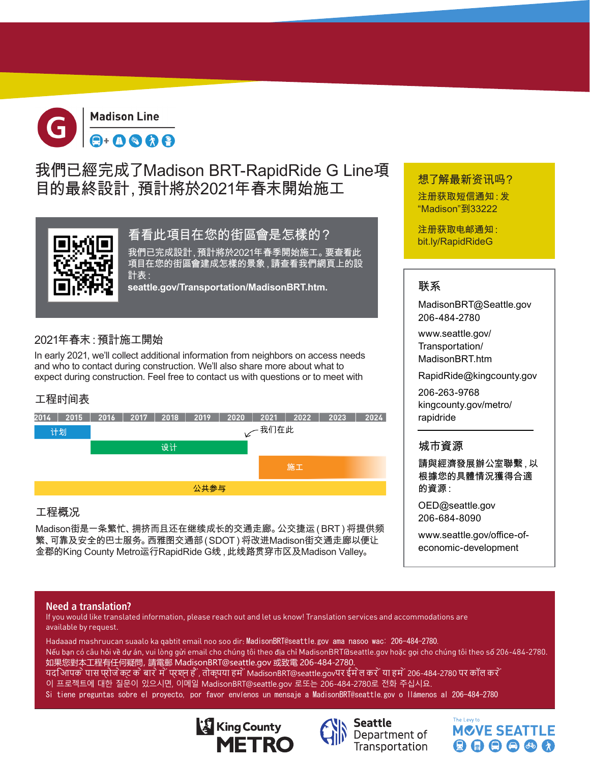# Madison Line

# 我們已經完成了Madison BRT-RapidRide G Line項目的最終設計，預計將於2021年春末開始施工

## 看看此項目在您的街區會是怎樣的？

我們已完成設計，預計將於2021年春季開始施工。要查看此項目在您的街區會建成怎樣的景象，請查看我們網頁上的設計表：
**seattle.gov/Transportation/MadisonBRT.htm.**

## 2021年春末：預計施工開始

In early 2021, we'll collect additional information from neighbors on access needs and who to contact during construction. We'll also share more about what to expect during construction. Feel free to contact us with questions or to meet with

## 工程时间表

| 阶段 | 时间 |
| --- | --- |
| 计划 | 2014–2015 |
| 设计 | 2016–2020 |
| 施工 | 2021–2024 |
| 公共参与 | 2014–2024 |

我们在此：2020年末

## 工程概况

Madison街是一条繁忙、拥挤而且还在继续成长的交通走廊。公交捷运（BRT）将提供频繁、可靠及安全的巴士服务。西雅图交通部（SDOT）将改进Madison街交通走廊以便让金郡的King County Metro运行RapidRide G线，此线路贯穿市区及Madison Valley。

## 想了解最新资讯吗？

注册获取短信通知：发“Madison”到33222

注册获取电邮通知：bit.ly/RapidRideG

## 联系

MadisonBRT@Seattle.gov
206-484-2780

www.seattle.gov/Transportation/MadisonBRT.htm

RapidRide@kingcounty.gov

206-263-9768
kingcounty.gov/metro/rapidride

## 城市資源

請與經濟發展辦公室聯繫，以根據您的具體情況獲得合適的資源：

OED@seattle.gov
206-684-8090

www.seattle.gov/office-of-economic-development

## Need a translation?

If you would like translated information, please reach out and let us know! Translation services and accommodations are available by request.

Hadaaad mashruucan suaalo ka qabtit email noo soo dir: MadisonBRT@seattle.gov ama nasoo wac: 206-484-2780.
Nếu bạn có câu hỏi về dự án, vui lòng gửi email cho chúng tôi theo địa chỉ MadisonBRT@seattle.gov hoặc gọi cho chúng tôi theo số 206-484-2780.
如果您對本工程有任何疑問，請電郵 MadisonBRT@seattle.gov 或致電 206-484-2780.
यदि आपके पास प्रोजेक्ट के बारे में प्रश्न हैं, तो कृपया हमें MadisonBRT@seattle.gov पर ईमेल करें या हमें 206-484-2780 पर कॉल करें
이 프로젝트에 대한 질문이 있으시면, 이메일 MadisonBRT@seattle.gov 로 또는 206-484-2780로 전화 주십시오.
Si tiene preguntas sobre el proyecto, por favor envíenos un mensaje a MadisonBRT@seattle.gov o llámenos al 206-484-2780

King County METRO | Seattle Department of Transportation | The Levy to MOVE SEATTLE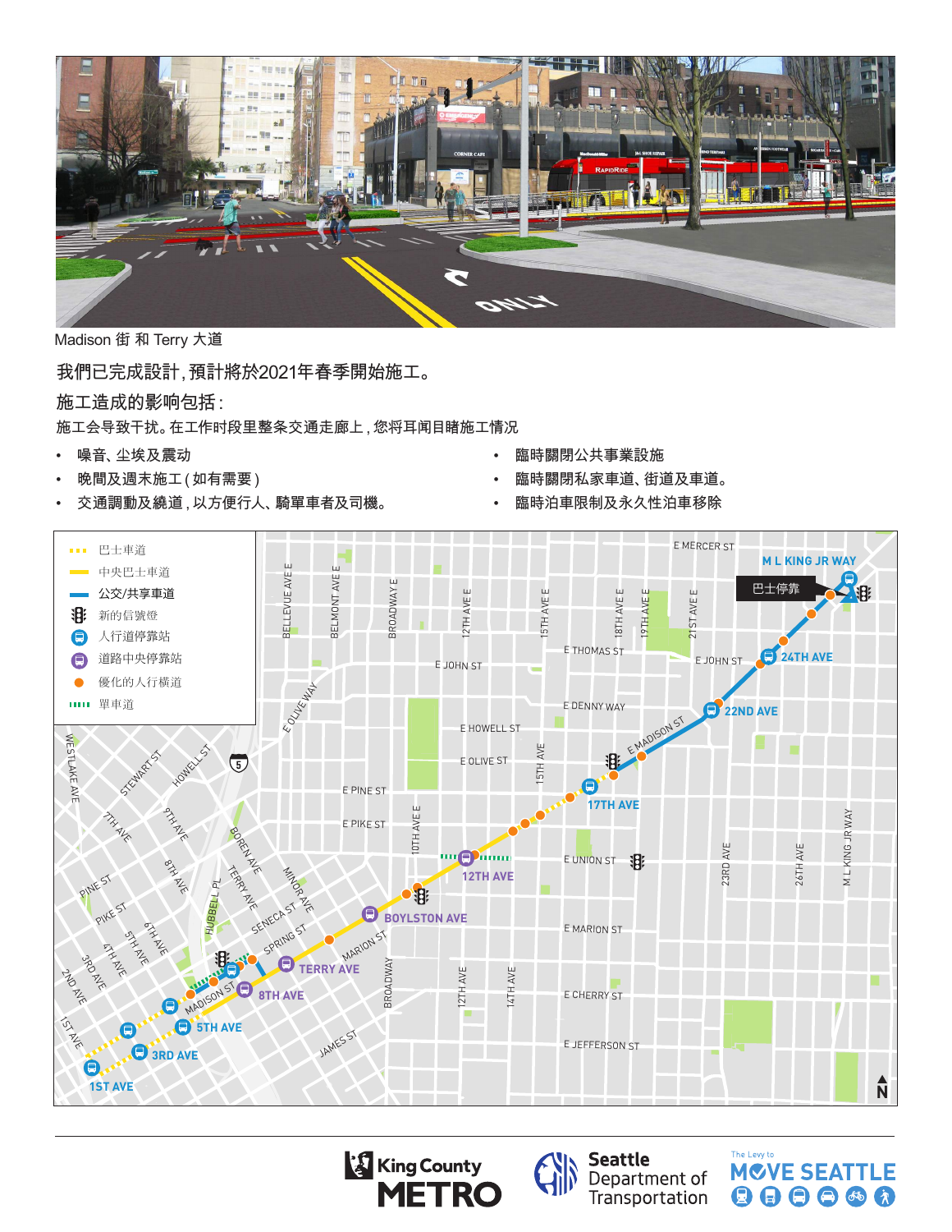Madison 街 和 Terry 大道

我們已完成設計，預計將於2021年春季開始施工。

施工造成的影響包括：

施工会导致干扰。在工作时段里整条交通走廊上，您将耳闻目睹施工情况

- 噪音、尘埃及震动
- 晚間及週末施工（如有需要）
- 交通調動及繞道，以方便行人、騎單車者及司機。
- 臨時關閉公共事業設施
- 臨時關閉私家車道、街道及車道。
- 臨時泊車限制及永久性泊車移除

巴士車道
中央巴士車道
公交/共享車道
新的信號燈
人行道停靠站
道路中央停靠站
優化的人行橫道
單車道

巴士停靠

M L KING JR WAY
24TH AVE
22ND AVE
17TH AVE
12TH AVE
BOYLSTON AVE
TERRY AVE
8TH AVE
5TH AVE
3RD AVE
1ST AVE

E MERCER ST
BELLEVUE AVE E
BELMONT AVE E
BROADWAY E
12TH AVE E
15TH AVE E
18TH AVE E
19TH AVE E
21ST AVE E
E JOHN ST
E THOMAS ST
E DENNY WAY
E HOWELL ST
E OLIVE ST
E OLIVE WAY
E PINE ST
E PIKE ST
10TH AVE E
15TH AVE
E MADISON ST
E UNION ST
E MARION ST
E CHERRY ST
E JEFFERSON ST
23RD AVE
26TH AVE
M L KING JR WAY
12TH AVE
14TH AVE
BROADWAY
JAMES ST
MARION ST
SPRING ST
SENECA ST
MADISON ST
MINOR AVE
BOREN AVE
TERRY AVE
HUBBELL PL
WESTLAKE AVE
STEWART ST
HOWELL ST
7TH AVE
9TH AVE
8TH AVE
6TH AVE
5TH AVE
4TH AVE
3RD AVE
2ND AVE
1ST AVE
PINE ST
PIKE ST
5
N

King County METRO

Seattle Department of Transportation

The Levy to MOVE SEATTLE